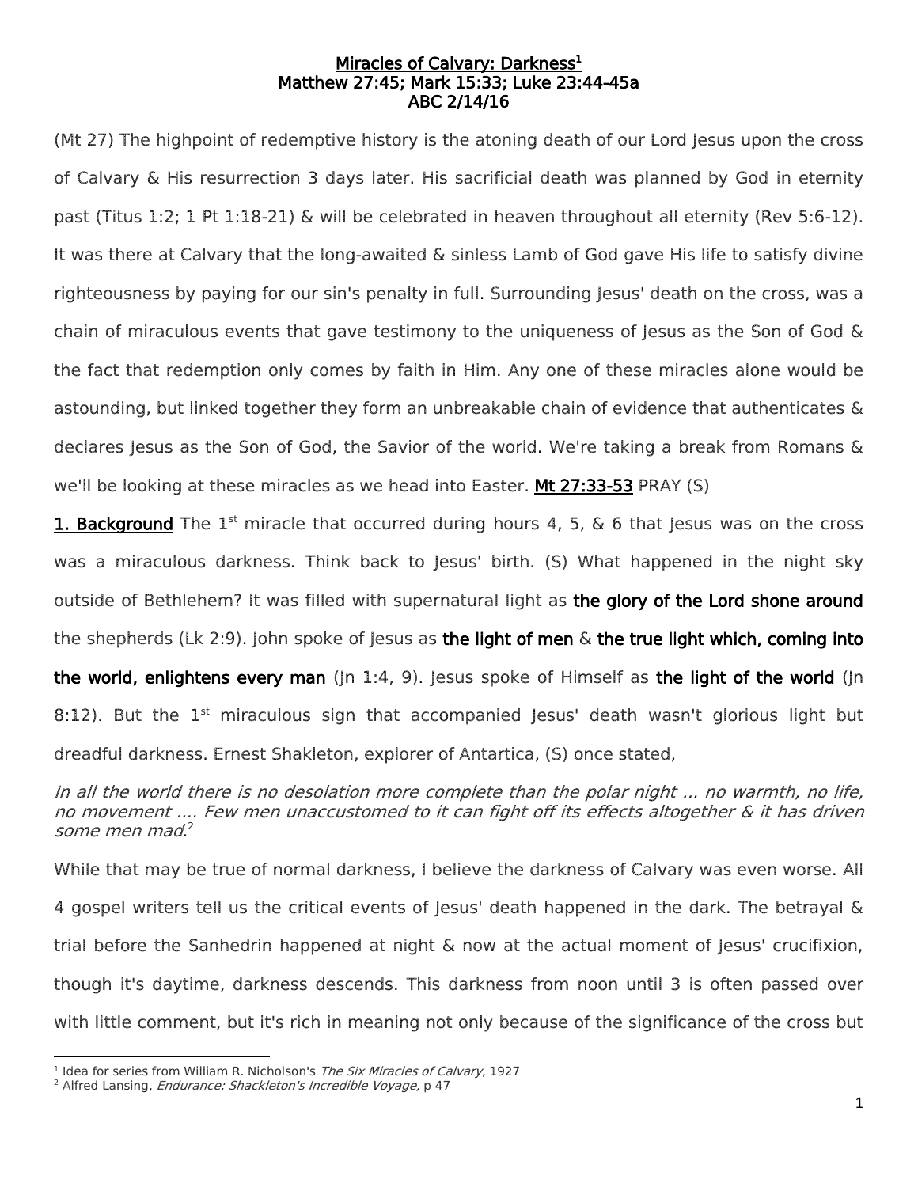# Miracles of Calvary: Darkness[1]
## Matthew 27:45; Mark 15:33; Luke 23:44-45a
## ABC 2/14/16

(Mt 27) The highpoint of redemptive history is the atoning death of our Lord Jesus upon the cross of Calvary & His resurrection 3 days later. His sacrificial death was planned by God in eternity past (Titus 1:2; 1 Pt 1:18-21) & will be celebrated in heaven throughout all eternity (Rev 5:6-12). It was there at Calvary that the long-awaited & sinless Lamb of God gave His life to satisfy divine righteousness by paying for our sin's penalty in full. Surrounding Jesus' death on the cross, was a chain of miraculous events that gave testimony to the uniqueness of Jesus as the Son of God & the fact that redemption only comes by faith in Him. Any one of these miracles alone would be astounding, but linked together they form an unbreakable chain of evidence that authenticates & declares Jesus as the Son of God, the Savior of the world. We're taking a break from Romans & we'll be looking at these miracles as we head into Easter. **Mt 27:33-53** PRAY (S)

**1. Background** The 1st miracle that occurred during hours 4, 5, & 6 that Jesus was on the cross was a miraculous darkness. Think back to Jesus' birth. (S) What happened in the night sky outside of Bethlehem? It was filled with supernatural light as **the glory of the Lord shone around** the shepherds (Lk 2:9). John spoke of Jesus as **the light of men** & **the true light which, coming into the world, enlightens every man** (Jn 1:4, 9). Jesus spoke of Himself as **the light of the world** (Jn 8:12). But the 1st miraculous sign that accompanied Jesus' death wasn't glorious light but dreadful darkness. Ernest Shakleton, explorer of Antartica, (S) once stated,

*In all the world there is no desolation more complete than the polar night ... no warmth, no life, no movement .... Few men unaccustomed to it can fight off its effects altogether & it has driven some men mad.*[2]

While that may be true of normal darkness, I believe the darkness of Calvary was even worse. All 4 gospel writers tell us the critical events of Jesus' death happened in the dark. The betrayal & trial before the Sanhedrin happened at night & now at the actual moment of Jesus' crucifixion, though it's daytime, darkness descends. This darkness from noon until 3 is often passed over with little comment, but it's rich in meaning not only because of the significance of the cross but

---

[1] Idea for series from William R. Nicholson's *The Six Miracles of Calvary*, 1927

[2] Alfred Lansing, *Endurance: Shackleton's Incredible Voyage,* p 47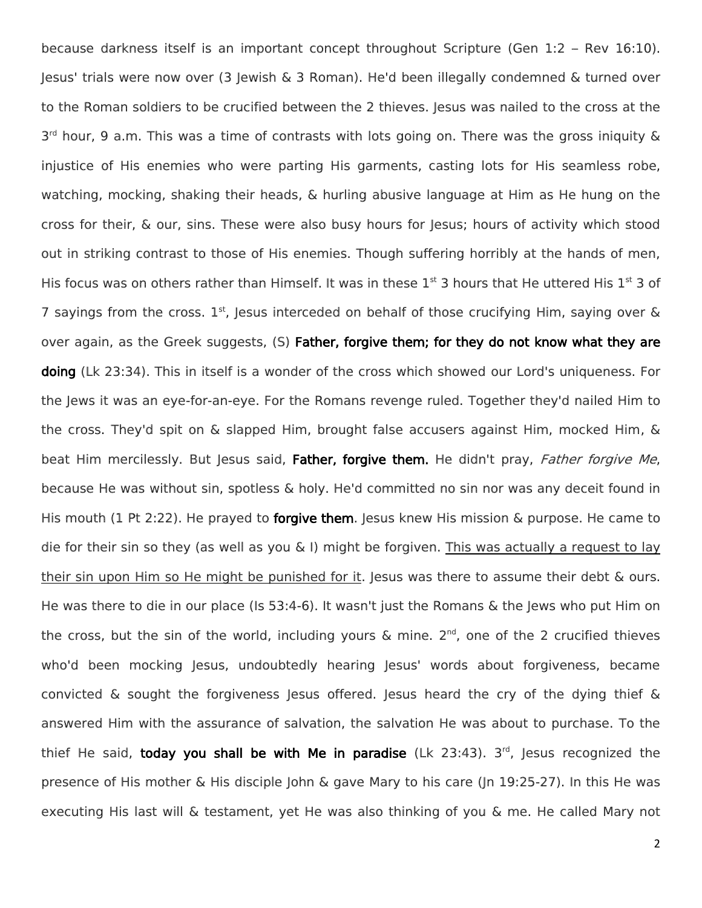because darkness itself is an important concept throughout Scripture (Gen 1:2 – Rev 16:10). Jesus' trials were now over (3 Jewish & 3 Roman). He'd been illegally condemned & turned over to the Roman soldiers to be crucified between the 2 thieves. Jesus was nailed to the cross at the 3rd hour, 9 a.m. This was a time of contrasts with lots going on. There was the gross iniquity & injustice of His enemies who were parting His garments, casting lots for His seamless robe, watching, mocking, shaking their heads, & hurling abusive language at Him as He hung on the cross for their, & our, sins. These were also busy hours for Jesus; hours of activity which stood out in striking contrast to those of His enemies. Though suffering horribly at the hands of men, His focus was on others rather than Himself. It was in these 1st 3 hours that He uttered His 1st 3 of 7 sayings from the cross. 1st, Jesus interceded on behalf of those crucifying Him, saying over & over again, as the Greek suggests, (S) **Father, forgive them; for they do not know what they are doing** (Lk 23:34). This in itself is a wonder of the cross which showed our Lord's uniqueness. For the Jews it was an eye-for-an-eye. For the Romans revenge ruled. Together they'd nailed Him to the cross. They'd spit on & slapped Him, brought false accusers against Him, mocked Him, & beat Him mercilessly. But Jesus said, **Father, forgive them.** He didn't pray, *Father forgive Me*, because He was without sin, spotless & holy. He'd committed no sin nor was any deceit found in His mouth (1 Pt 2:22). He prayed to **forgive them**. Jesus knew His mission & purpose. He came to die for their sin so they (as well as you & I) might be forgiven. <u>This was actually a request to lay their sin upon Him so He might be punished for it</u>. Jesus was there to assume their debt & ours. He was there to die in our place (Is 53:4-6). It wasn't just the Romans & the Jews who put Him on the cross, but the sin of the world, including yours & mine. 2nd, one of the 2 crucified thieves who'd been mocking Jesus, undoubtedly hearing Jesus' words about forgiveness, became convicted & sought the forgiveness Jesus offered. Jesus heard the cry of the dying thief & answered Him with the assurance of salvation, the salvation He was about to purchase. To the thief He said, **today you shall be with Me in paradise** (Lk 23:43). 3rd, Jesus recognized the presence of His mother & His disciple John & gave Mary to his care (Jn 19:25-27). In this He was executing His last will & testament, yet He was also thinking of you & me. He called Mary not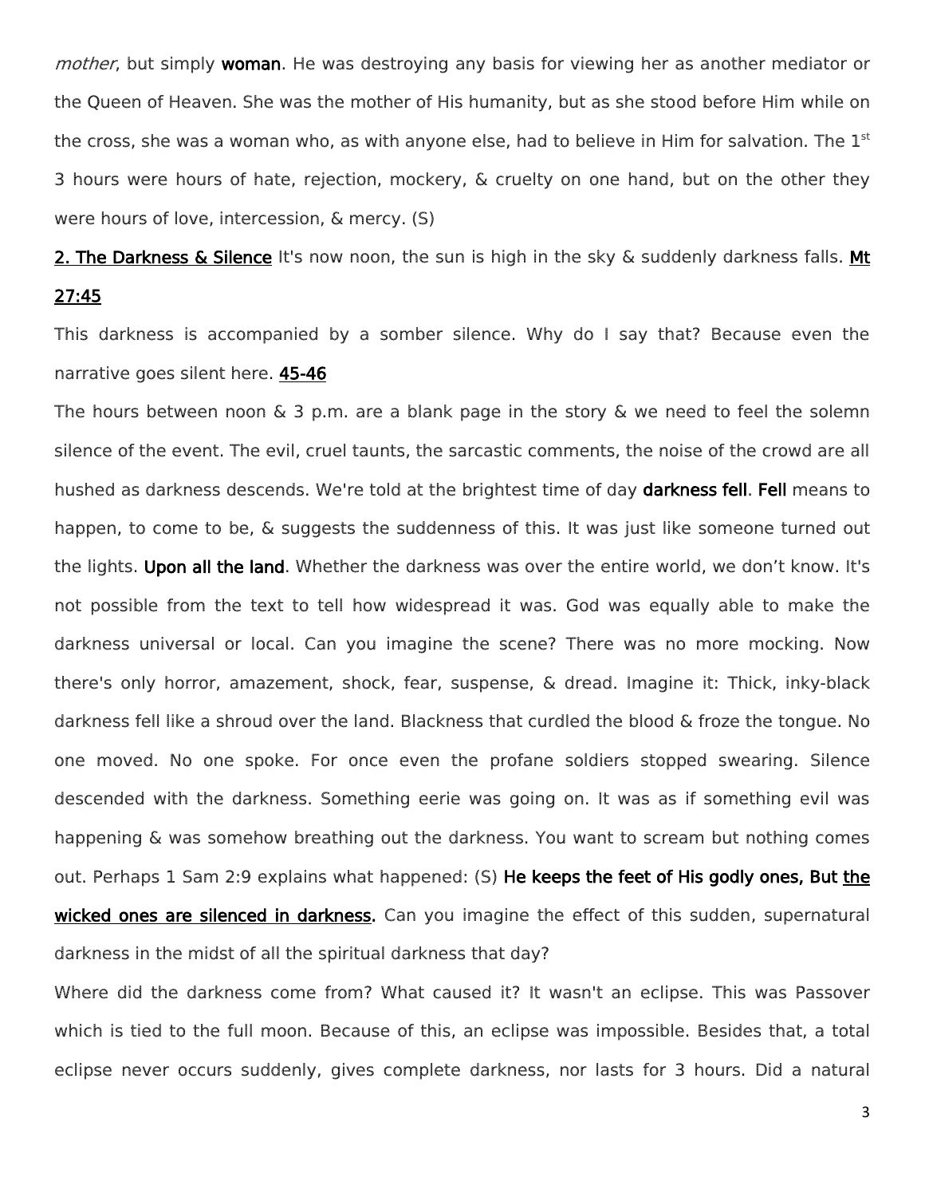*mother*, but simply **woman**. He was destroying any basis for viewing her as another mediator or the Queen of Heaven. She was the mother of His humanity, but as she stood before Him while on the cross, she was a woman who, as with anyone else, had to believe in Him for salvation. The 1st 3 hours were hours of hate, rejection, mockery, & cruelty on one hand, but on the other they were hours of love, intercession, & mercy. (S)

**2. The Darkness & Silence** It's now noon, the sun is high in the sky & suddenly darkness falls. **Mt 27:45**

This darkness is accompanied by a somber silence. Why do I say that? Because even the narrative goes silent here. **45-46**

The hours between noon & 3 p.m. are a blank page in the story & we need to feel the solemn silence of the event. The evil, cruel taunts, the sarcastic comments, the noise of the crowd are all hushed as darkness descends. We're told at the brightest time of day **darkness fell**. **Fell** means to happen, to come to be, & suggests the suddenness of this. It was just like someone turned out the lights. **Upon all the land**. Whether the darkness was over the entire world, we don't know. It's not possible from the text to tell how widespread it was. God was equally able to make the darkness universal or local. Can you imagine the scene? There was no more mocking. Now there's only horror, amazement, shock, fear, suspense, & dread. Imagine it: Thick, inky-black darkness fell like a shroud over the land. Blackness that curdled the blood & froze the tongue. No one moved. No one spoke. For once even the profane soldiers stopped swearing. Silence descended with the darkness. Something eerie was going on. It was as if something evil was happening & was somehow breathing out the darkness. You want to scream but nothing comes out. Perhaps 1 Sam 2:9 explains what happened: (S) **He keeps the feet of His godly ones, But the wicked ones are silenced in darkness.** Can you imagine the effect of this sudden, supernatural darkness in the midst of all the spiritual darkness that day?

Where did the darkness come from? What caused it? It wasn't an eclipse. This was Passover which is tied to the full moon. Because of this, an eclipse was impossible. Besides that, a total eclipse never occurs suddenly, gives complete darkness, nor lasts for 3 hours. Did a natural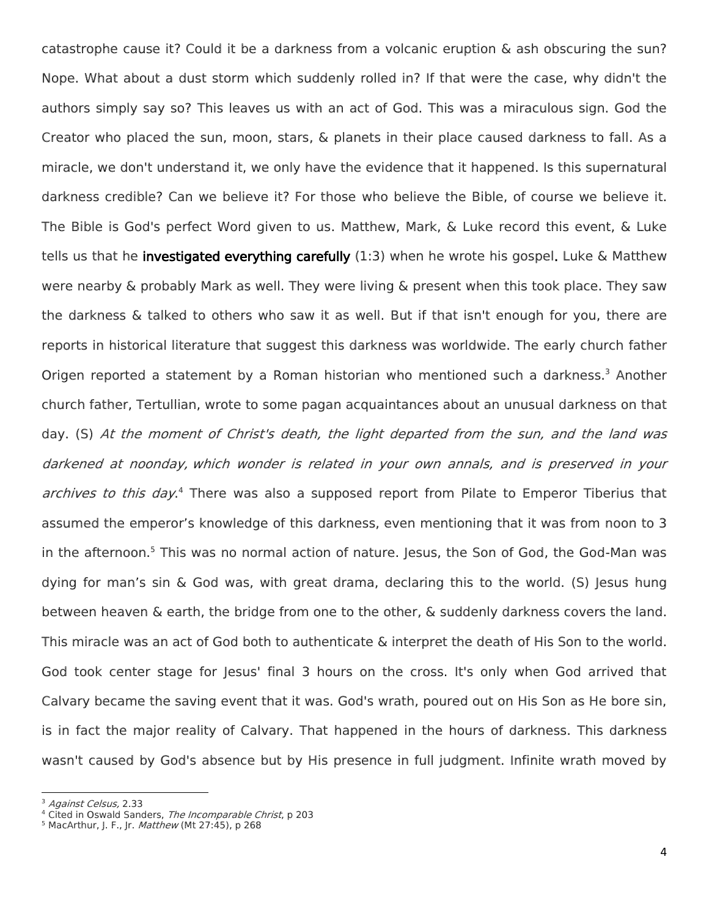catastrophe cause it? Could it be a darkness from a volcanic eruption & ash obscuring the sun? Nope. What about a dust storm which suddenly rolled in? If that were the case, why didn't the authors simply say so? This leaves us with an act of God. This was a miraculous sign. God the Creator who placed the sun, moon, stars, & planets in their place caused darkness to fall. As a miracle, we don't understand it, we only have the evidence that it happened. Is this supernatural darkness credible? Can we believe it? For those who believe the Bible, of course we believe it. The Bible is God's perfect Word given to us. Matthew, Mark, & Luke record this event, & Luke tells us that he **investigated everything carefully** (1:3) when he wrote his gospel. Luke & Matthew were nearby & probably Mark as well. They were living & present when this took place. They saw the darkness & talked to others who saw it as well. But if that isn't enough for you, there are reports in historical literature that suggest this darkness was worldwide. The early church father Origen reported a statement by a Roman historian who mentioned such a darkness.[3] Another church father, Tertullian, wrote to some pagan acquaintances about an unusual darkness on that day. (S) *At the moment of Christ's death, the light departed from the sun, and the land was darkened at noonday, which wonder is related in your own annals, and is preserved in your archives to this day.*[4] There was also a supposed report from Pilate to Emperor Tiberius that assumed the emperor's knowledge of this darkness, even mentioning that it was from noon to 3 in the afternoon.[5] This was no normal action of nature. Jesus, the Son of God, the God-Man was dying for man's sin & God was, with great drama, declaring this to the world. (S) Jesus hung between heaven & earth, the bridge from one to the other, & suddenly darkness covers the land. This miracle was an act of God both to authenticate & interpret the death of His Son to the world. God took center stage for Jesus' final 3 hours on the cross. It's only when God arrived that Calvary became the saving event that it was. God's wrath, poured out on His Son as He bore sin, is in fact the major reality of Calvary. That happened in the hours of darkness. This darkness wasn't caused by God's absence but by His presence in full judgment. Infinite wrath moved by

---

[3] *Against Celsus,* 2.33

[4] Cited in Oswald Sanders, *The Incomparable Christ*, p 203

[5] MacArthur, J. F., Jr. *Matthew* (Mt 27:45), p 268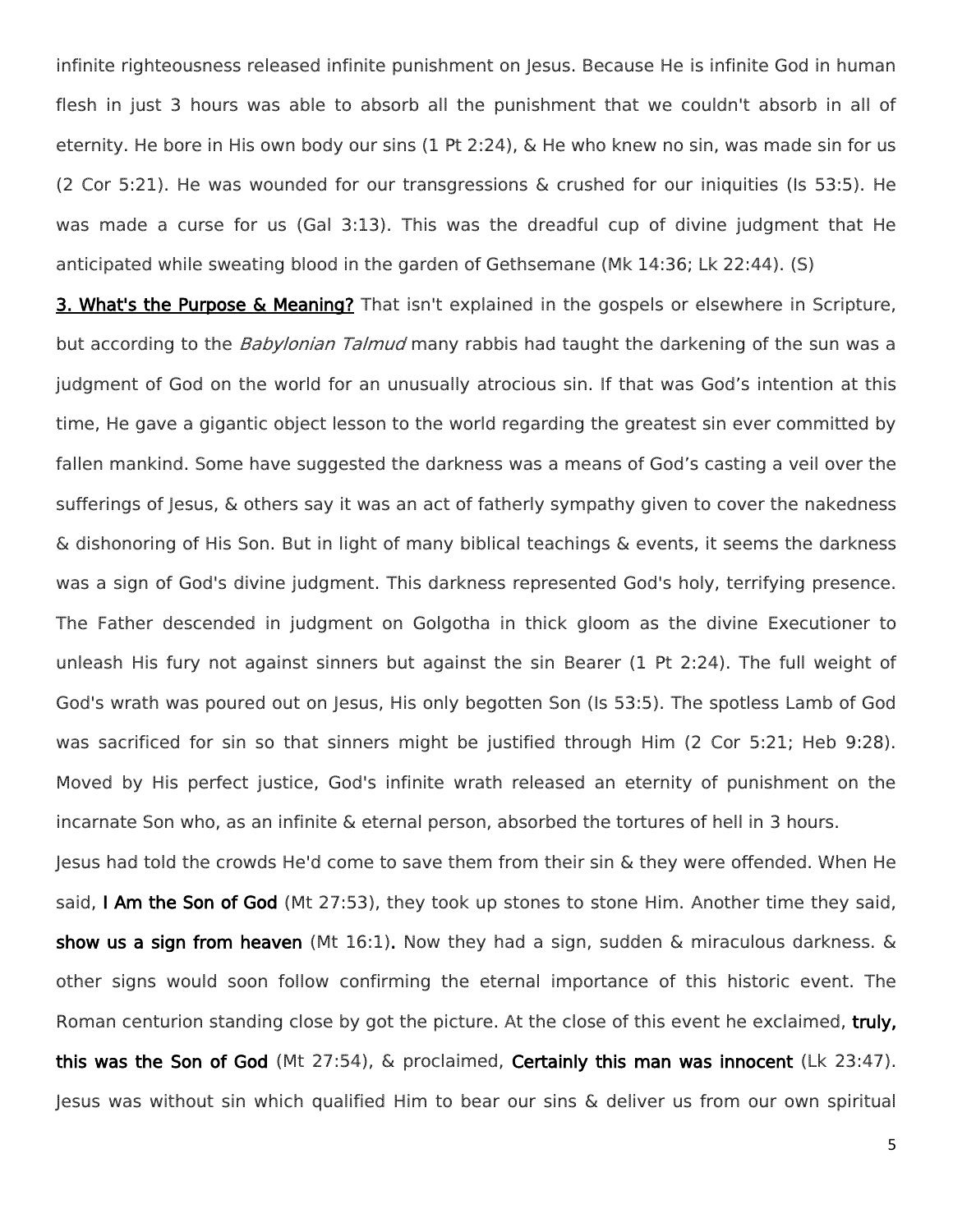infinite righteousness released infinite punishment on Jesus. Because He is infinite God in human flesh in just 3 hours was able to absorb all the punishment that we couldn't absorb in all of eternity. He bore in His own body our sins (1 Pt 2:24), & He who knew no sin, was made sin for us (2 Cor 5:21). He was wounded for our transgressions & crushed for our iniquities (Is 53:5). He was made a curse for us (Gal 3:13). This was the dreadful cup of divine judgment that He anticipated while sweating blood in the garden of Gethsemane (Mk 14:36; Lk 22:44). (S)

**3. What's the Purpose & Meaning?** That isn't explained in the gospels or elsewhere in Scripture, but according to the *Babylonian Talmud* many rabbis had taught the darkening of the sun was a judgment of God on the world for an unusually atrocious sin. If that was God's intention at this time, He gave a gigantic object lesson to the world regarding the greatest sin ever committed by fallen mankind. Some have suggested the darkness was a means of God's casting a veil over the sufferings of Jesus, & others say it was an act of fatherly sympathy given to cover the nakedness & dishonoring of His Son. But in light of many biblical teachings & events, it seems the darkness was a sign of God's divine judgment. This darkness represented God's holy, terrifying presence. The Father descended in judgment on Golgotha in thick gloom as the divine Executioner to unleash His fury not against sinners but against the sin Bearer (1 Pt 2:24). The full weight of God's wrath was poured out on Jesus, His only begotten Son (Is 53:5). The spotless Lamb of God was sacrificed for sin so that sinners might be justified through Him (2 Cor 5:21; Heb 9:28). Moved by His perfect justice, God's infinite wrath released an eternity of punishment on the incarnate Son who, as an infinite & eternal person, absorbed the tortures of hell in 3 hours.

Jesus had told the crowds He'd come to save them from their sin & they were offended. When He said, **I Am the Son of God** (Mt 27:53), they took up stones to stone Him. Another time they said, **show us a sign from heaven** (Mt 16:1). Now they had a sign, sudden & miraculous darkness. & other signs would soon follow confirming the eternal importance of this historic event. The Roman centurion standing close by got the picture. At the close of this event he exclaimed, **truly, this was the Son of God** (Mt 27:54), & proclaimed, **Certainly this man was innocent** (Lk 23:47). Jesus was without sin which qualified Him to bear our sins & deliver us from our own spiritual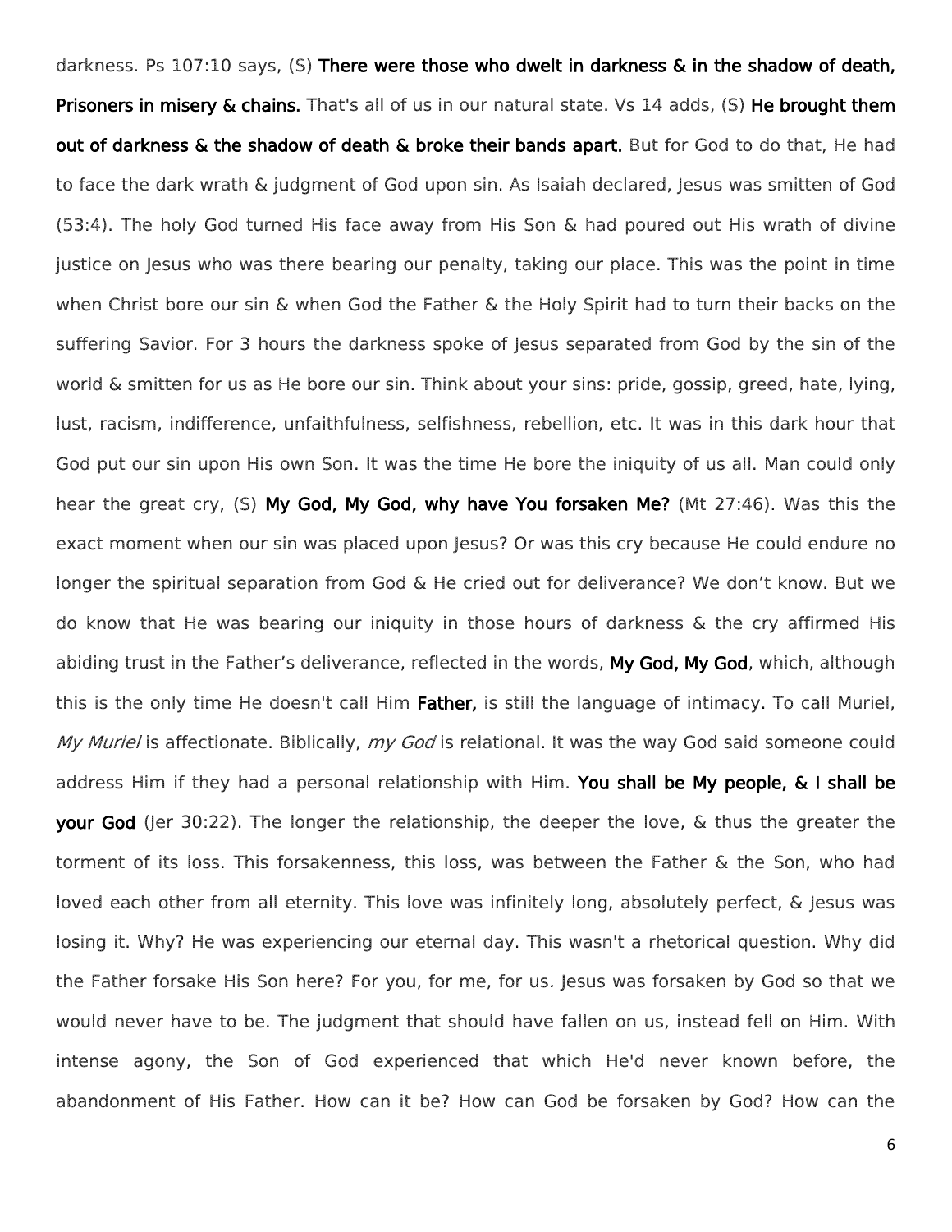darkness. Ps 107:10 says, (S) **There were those who dwelt in darkness & in the shadow of death, Prisoners in misery & chains.** That's all of us in our natural state. Vs 14 adds, (S) **He brought them out of darkness & the shadow of death & broke their bands apart.** But for God to do that, He had to face the dark wrath & judgment of God upon sin. As Isaiah declared, Jesus was smitten of God (53:4). The holy God turned His face away from His Son & had poured out His wrath of divine justice on Jesus who was there bearing our penalty, taking our place. This was the point in time when Christ bore our sin & when God the Father & the Holy Spirit had to turn their backs on the suffering Savior. For 3 hours the darkness spoke of Jesus separated from God by the sin of the world & smitten for us as He bore our sin. Think about your sins: pride, gossip, greed, hate, lying, lust, racism, indifference, unfaithfulness, selfishness, rebellion, etc. It was in this dark hour that God put our sin upon His own Son. It was the time He bore the iniquity of us all. Man could only hear the great cry, (S) **My God, My God, why have You forsaken Me?** (Mt 27:46). Was this the exact moment when our sin was placed upon Jesus? Or was this cry because He could endure no longer the spiritual separation from God & He cried out for deliverance? We don't know. But we do know that He was bearing our iniquity in those hours of darkness & the cry affirmed His abiding trust in the Father's deliverance, reflected in the words, **My God, My God**, which, although this is the only time He doesn't call Him **Father,** is still the language of intimacy. To call Muriel, *My Muriel* is affectionate. Biblically, *my God* is relational. It was the way God said someone could address Him if they had a personal relationship with Him. **You shall be My people, & I shall be your God** (Jer 30:22). The longer the relationship, the deeper the love, & thus the greater the torment of its loss. This forsakenness, this loss, was between the Father & the Son, who had loved each other from all eternity. This love was infinitely long, absolutely perfect, & Jesus was losing it. Why? He was experiencing our eternal day. This wasn't a rhetorical question. Why did the Father forsake His Son here? For you, for me, for us. Jesus was forsaken by God so that we would never have to be. The judgment that should have fallen on us, instead fell on Him. With intense agony, the Son of God experienced that which He'd never known before, the abandonment of His Father. How can it be? How can God be forsaken by God? How can the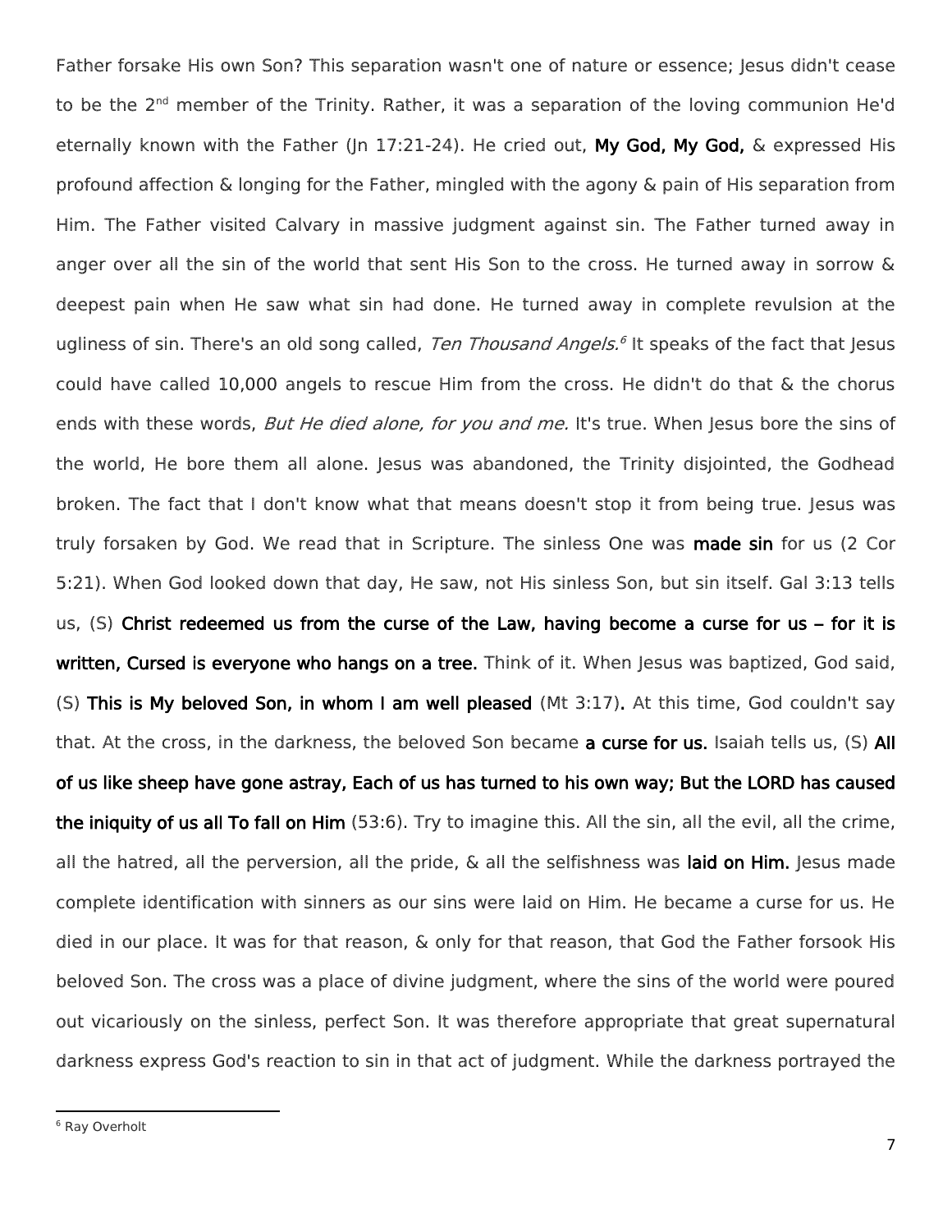Father forsake His own Son? This separation wasn't one of nature or essence; Jesus didn't cease to be the 2nd member of the Trinity. Rather, it was a separation of the loving communion He'd eternally known with the Father (Jn 17:21-24). He cried out, **My God, My God,** & expressed His profound affection & longing for the Father, mingled with the agony & pain of His separation from Him. The Father visited Calvary in massive judgment against sin. The Father turned away in anger over all the sin of the world that sent His Son to the cross. He turned away in sorrow & deepest pain when He saw what sin had done. He turned away in complete revulsion at the ugliness of sin. There's an old song called, *Ten Thousand Angels.*[6] It speaks of the fact that Jesus could have called 10,000 angels to rescue Him from the cross. He didn't do that & the chorus ends with these words, *But He died alone, for you and me.* It's true. When Jesus bore the sins of the world, He bore them all alone. Jesus was abandoned, the Trinity disjointed, the Godhead broken. The fact that I don't know what that means doesn't stop it from being true. Jesus was truly forsaken by God. We read that in Scripture. The sinless One was **made sin** for us (2 Cor 5:21). When God looked down that day, He saw, not His sinless Son, but sin itself. Gal 3:13 tells us, (S) **Christ redeemed us from the curse of the Law, having become a curse for us – for it is written, Cursed is everyone who hangs on a tree.** Think of it. When Jesus was baptized, God said, (S) **This is My beloved Son, in whom I am well pleased** (Mt 3:17)**.** At this time, God couldn't say that. At the cross, in the darkness, the beloved Son became **a curse for us.** Isaiah tells us, (S) **All of us like sheep have gone astray, Each of us has turned to his own way; But the LORD has caused the iniquity of us all To fall on Him** (53:6). Try to imagine this. All the sin, all the evil, all the crime, all the hatred, all the perversion, all the pride, & all the selfishness was **laid on Him.** Jesus made complete identification with sinners as our sins were laid on Him. He became a curse for us. He died in our place. It was for that reason, & only for that reason, that God the Father forsook His beloved Son. The cross was a place of divine judgment, where the sins of the world were poured out vicariously on the sinless, perfect Son. It was therefore appropriate that great supernatural darkness express God's reaction to sin in that act of judgment. While the darkness portrayed the

[6] Ray Overholt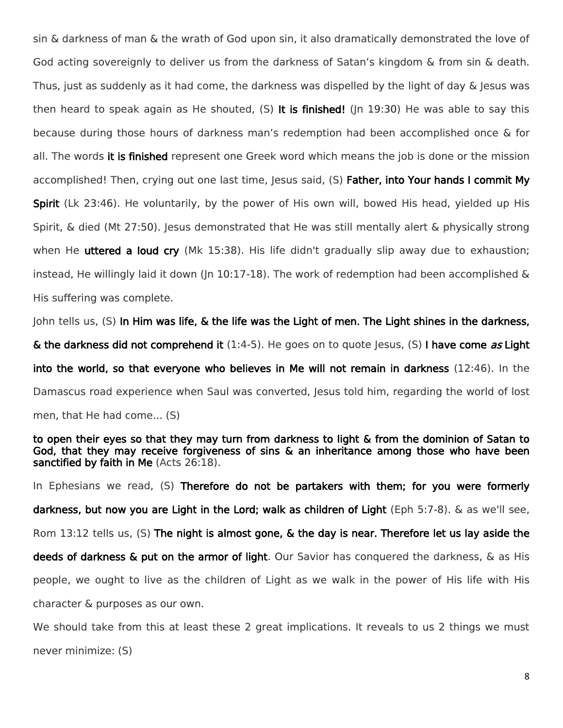sin & darkness of man & the wrath of God upon sin, it also dramatically demonstrated the love of God acting sovereignly to deliver us from the darkness of Satan's kingdom & from sin & death. Thus, just as suddenly as it had come, the darkness was dispelled by the light of day & Jesus was then heard to speak again as He shouted, (S) **It is finished!** (Jn 19:30) He was able to say this because during those hours of darkness man's redemption had been accomplished once & for all. The words **it is finished** represent one Greek word which means the job is done or the mission accomplished! Then, crying out one last time, Jesus said, (S) **Father, into Your hands I commit My Spirit** (Lk 23:46). He voluntarily, by the power of His own will, bowed His head, yielded up His Spirit, & died (Mt 27:50). Jesus demonstrated that He was still mentally alert & physically strong when He **uttered a loud cry** (Mk 15:38). His life didn't gradually slip away due to exhaustion; instead, He willingly laid it down (Jn 10:17-18). The work of redemption had been accomplished & His suffering was complete.

John tells us, (S) **In Him was life, & the life was the Light of men. The Light shines in the darkness, & the darkness did not comprehend it** (1:4-5). He goes on to quote Jesus, (S) **I have come *as* Light into the world, so that everyone who believes in Me will not remain in darkness** (12:46). In the Damascus road experience when Saul was converted, Jesus told him, regarding the world of lost men, that He had come... (S)

**to open their eyes so that they may turn from darkness to light & from the dominion of Satan to God, that they may receive forgiveness of sins & an inheritance among those who have been sanctified by faith in Me** (Acts 26:18).

In Ephesians we read, (S) **Therefore do not be partakers with them; for you were formerly darkness, but now you are Light in the Lord; walk as children of Light** (Eph 5:7-8). & as we'll see, Rom 13:12 tells us, (S) **The night is almost gone, & the day is near. Therefore let us lay aside the deeds of darkness & put on the armor of light**. Our Savior has conquered the darkness, & as His people, we ought to live as the children of Light as we walk in the power of His life with His character & purposes as our own.

We should take from this at least these 2 great implications. It reveals to us 2 things we must never minimize: (S)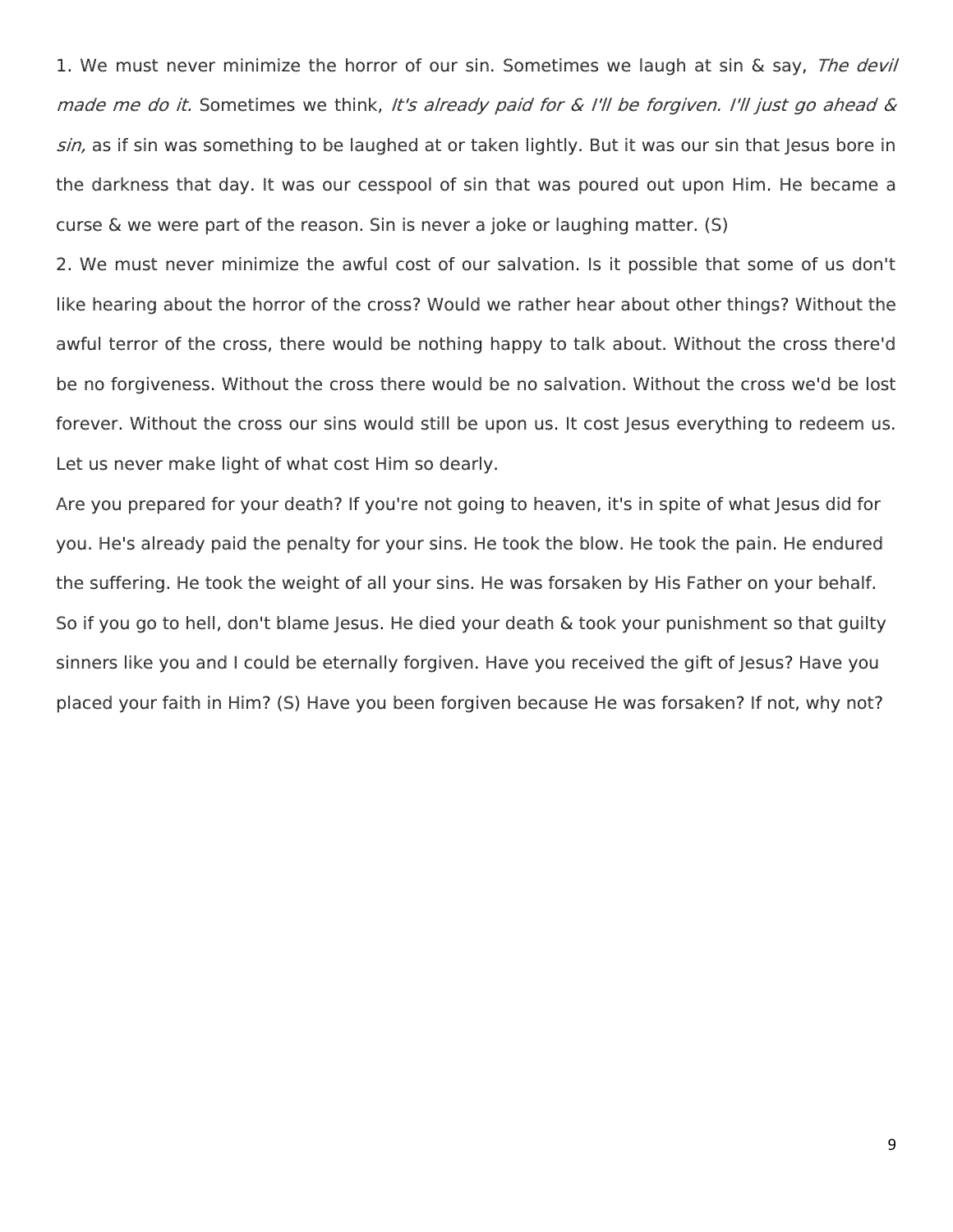1. We must never minimize the horror of our sin. Sometimes we laugh at sin & say, *The devil made me do it.* Sometimes we think, *It's already paid for & I'll be forgiven. I'll just go ahead & sin,* as if sin was something to be laughed at or taken lightly. But it was our sin that Jesus bore in the darkness that day. It was our cesspool of sin that was poured out upon Him. He became a curse & we were part of the reason. Sin is never a joke or laughing matter. (S)

2. We must never minimize the awful cost of our salvation. Is it possible that some of us don't like hearing about the horror of the cross? Would we rather hear about other things? Without the awful terror of the cross, there would be nothing happy to talk about. Without the cross there'd be no forgiveness. Without the cross there would be no salvation. Without the cross we'd be lost forever. Without the cross our sins would still be upon us. It cost Jesus everything to redeem us. Let us never make light of what cost Him so dearly.

Are you prepared for your death? If you're not going to heaven, it's in spite of what Jesus did for you. He's already paid the penalty for your sins. He took the blow. He took the pain. He endured the suffering. He took the weight of all your sins. He was forsaken by His Father on your behalf. So if you go to hell, don't blame Jesus. He died your death & took your punishment so that guilty sinners like you and I could be eternally forgiven. Have you received the gift of Jesus? Have you placed your faith in Him? (S) Have you been forgiven because He was forsaken? If not, why not?